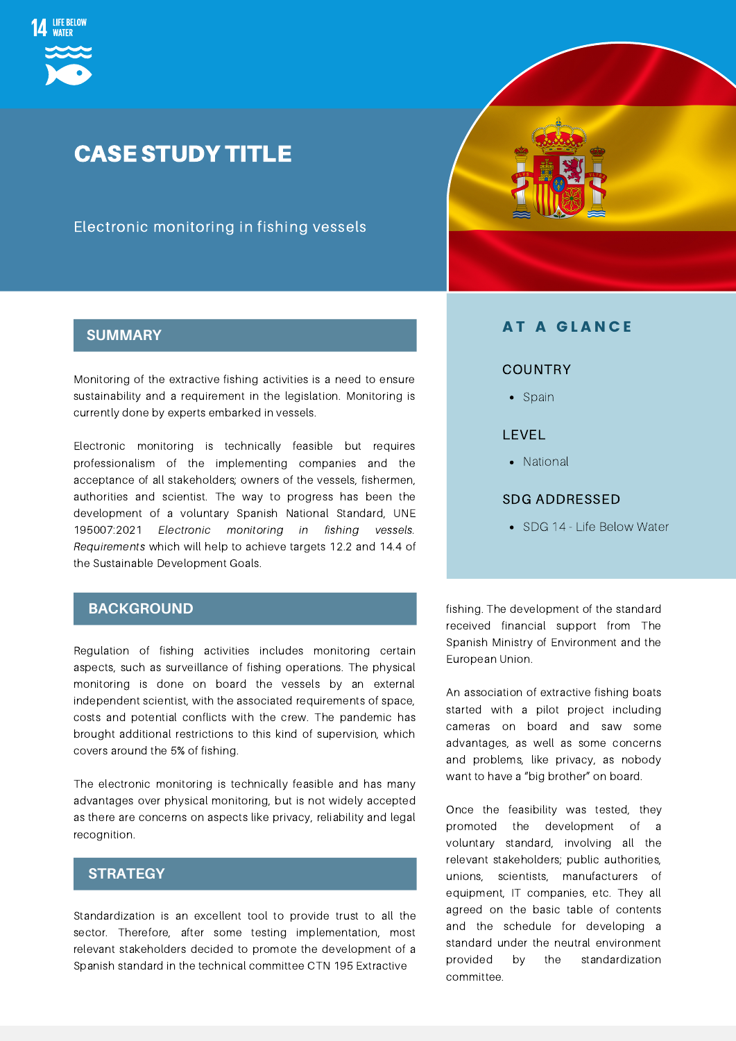14 LIFE BELOW WATER

# CASE STUDY TITLE

Electronic monitoring in fishing vessels

## SUMMARY

Monitoring of the extractive fishing activities is a need to ensure sustainability and a requirement in the legislation. Monitoring is currently done by experts embarked in vessels.

Electronic monitoring is technically feasible but requires professionalism of the implementing companies and the acceptance of all stakeholders; owners of the vessels, fishermen, authorities and scientist. The way to progress has been the development of a voluntary Spanish National Standard, UNE 195007:2021 *Electronic monitoring in fishing vessels. Requirements* which will help to achieve targets 12.2 and 14.4 of the Sustainable Development Goals.

## BACKGROUND

Regulation of fishing activities includes monitoring certain aspects, such as surveillance of fishing operations. The physical monitoring is done on board the vessels by an external independent scientist, with the associated requirements of space, costs and potential conflicts with the crew. The pandemic has brought additional restrictions to this kind of supervision, which covers around the 5% of fishing.

The electronic monitoring is technically feasible and has many advantages over physical monitoring, but is not widely accepted as there are concerns on aspects like privacy, reliability and legal recognition.

## STRATEGY

Standardization is an excellent tool to provide trust to all the sector. Therefore, after some testing implementation, most relevant stakeholders decided to promote the development of a Spanish standard in the technical committee CTN 195 Extractive fishing. The development of the standard received financial support from The Spanish Ministry of Environment and the European Union.

An association of extractive fishing boats started with a pilot project including cameras on board and saw some advantages, as well as some concerns and problems, like privacy, as nobody want to have a "big brother" on board.

Once the feasibility was tested, they promoted the development of a voluntary standard, involving all the relevant stakeholders; public authorities, unions, scientists, manufacturers of equipment, IT companies, etc. They all agreed on the basic table of contents and the schedule for developing a standard under the neutral environment provided by the standardization committee.

## AT A GLANCE

### COUNTRY

- Spain

### LEVEL

- National

### SDG ADDRESSED

- SDG 14 - Life Below Water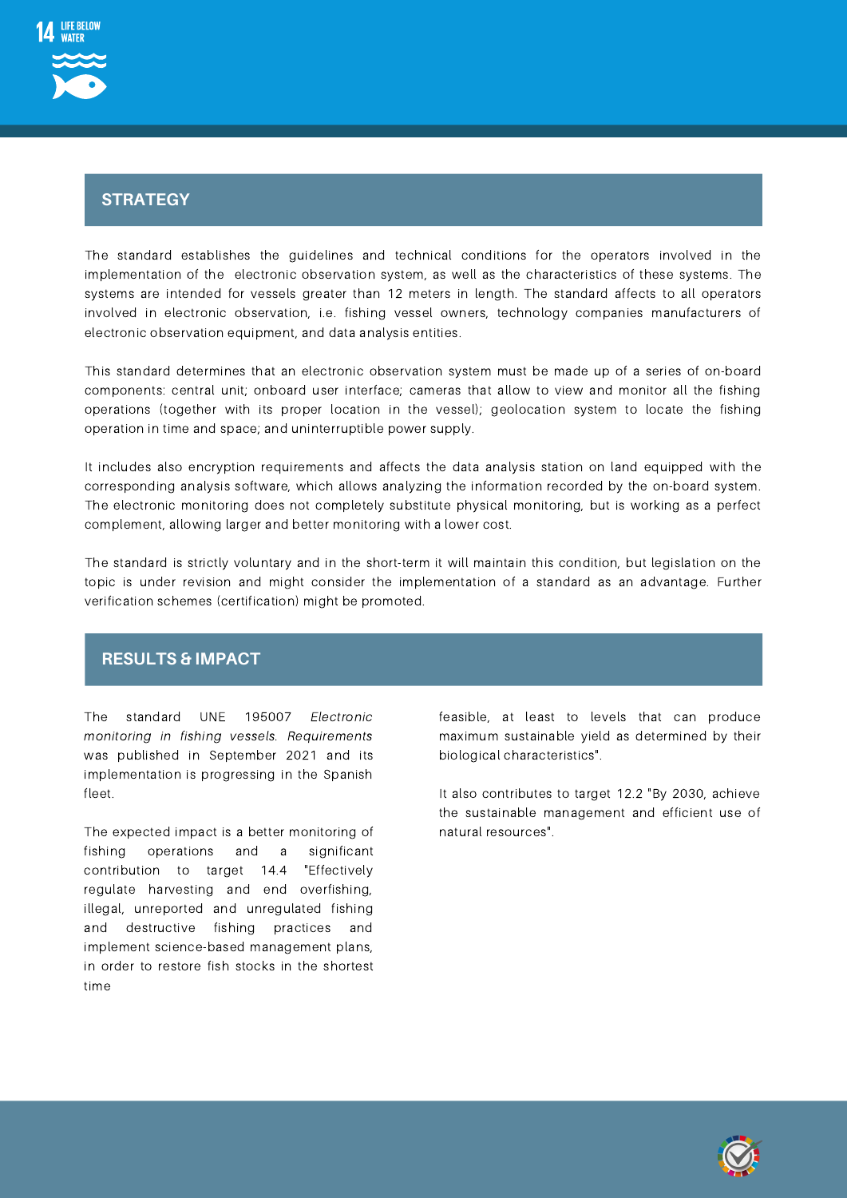## STRATEGY

The standard establishes the guidelines and technical conditions for the operators involved in the implementation of the electronic observation system, as well as the characteristics of these systems. The systems are intended for vessels greater than 12 meters in length. The standard affects to all operators involved in electronic observation, i.e. fishing vessel owners, technology companies manufacturers of electronic observation equipment, and data analysis entities.

This standard determines that an electronic observation system must be made up of a series of on-board components: central unit; onboard user interface; cameras that allow to view and monitor all the fishing operations (together with its proper location in the vessel); geolocation system to locate the fishing operation in time and space; and uninterruptible power supply.

It includes also encryption requirements and affects the data analysis station on land equipped with the corresponding analysis software, which allows analyzing the information recorded by the on-board system. The electronic monitoring does not completely substitute physical monitoring, but is working as a perfect complement, allowing larger and better monitoring with a lower cost.

The standard is strictly voluntary and in the short-term it will maintain this condition, but legislation on the topic is under revision and might consider the implementation of a standard as an advantage. Further verification schemes (certification) might be promoted.

## RESULTS & IMPACT

The standard UNE 195007 *Electronic monitoring in fishing vessels. Requirements* was published in September 2021 and its implementation is progressing in the Spanish fleet.

The expected impact is a better monitoring of fishing operations and a significant contribution to target 14.4 "Effectively regulate harvesting and end overfishing, illegal, unreported and unregulated fishing and destructive fishing practices and implement science-based management plans, in order to restore fish stocks in the shortest time feasible, at least to levels that can produce maximum sustainable yield as determined by their biological characteristics".

It also contributes to target 12.2 "By 2030, achieve the sustainable management and efficient use of natural resources".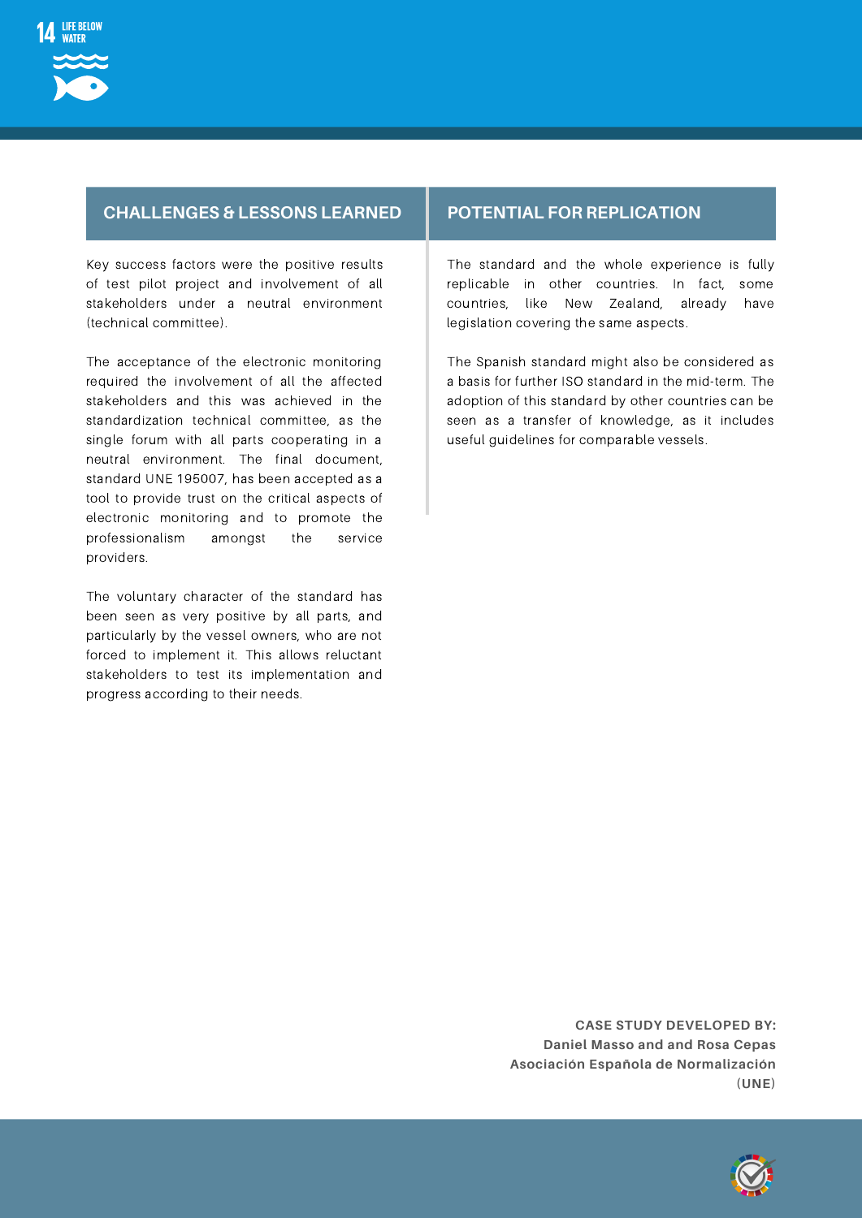## CHALLENGES & LESSONS LEARNED

Key success factors were the positive results of test pilot project and involvement of all stakeholders under a neutral environment (technical committee).

The acceptance of the electronic monitoring required the involvement of all the affected stakeholders and this was achieved in the standardization technical committee, as the single forum with all parts cooperating in a neutral environment. The final document, standard UNE 195007, has been accepted as a tool to provide trust on the critical aspects of electronic monitoring and to promote the professionalism amongst the service providers.

The voluntary character of the standard has been seen as very positive by all parts, and particularly by the vessel owners, who are not forced to implement it. This allows reluctant stakeholders to test its implementation and progress according to their needs.

## POTENTIAL FOR REPLICATION

The standard and the whole experience is fully replicable in other countries. In fact, some countries, like New Zealand, already have legislation covering the same aspects.

The Spanish standard might also be considered as a basis for further ISO standard in the mid-term. The adoption of this standard by other countries can be seen as a transfer of knowledge, as it includes useful guidelines for comparable vessels.

**CASE STUDY DEVELOPED BY:**
**Daniel Masso and and Rosa Cepas**
**Asociación Española de Normalización (UNE)**